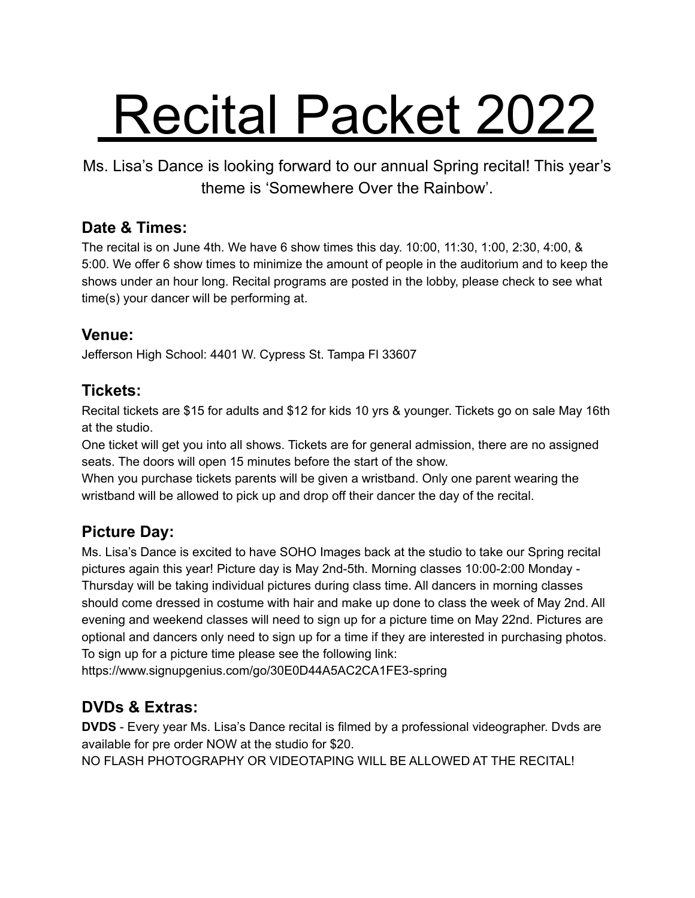# Recital Packet 2022

Ms. Lisa's Dance is looking forward to our annual Spring recital! This year's theme is 'Somewhere Over the Rainbow'.

## Date & Times:

The recital is on June 4th. We have 6 show times this day. 10:00, 11:30, 1:00, 2:30, 4:00, & 5:00. We offer 6 show times to minimize the amount of people in the auditorium and to keep the shows under an hour long. Recital programs are posted in the lobby, please check to see what time(s) your dancer will be performing at.

## Venue:

Jefferson High School: 4401 W. Cypress St. Tampa Fl 33607

## Tickets:

Recital tickets are $15 for adults and $12 for kids 10 yrs & younger. Tickets go on sale May 16th at the studio.

One ticket will get you into all shows. Tickets are for general admission, there are no assigned seats. The doors will open 15 minutes before the start of the show.

When you purchase tickets parents will be given a wristband. Only one parent wearing the wristband will be allowed to pick up and drop off their dancer the day of the recital.

## Picture Day:

Ms. Lisa's Dance is excited to have SOHO Images back at the studio to take our Spring recital pictures again this year! Picture day is May 2nd-5th. Morning classes 10:00-2:00 Monday - Thursday will be taking individual pictures during class time. All dancers in morning classes should come dressed in costume with hair and make up done to class the week of May 2nd. All evening and weekend classes will need to sign up for a picture time on May 22nd. Pictures are optional and dancers only need to sign up for a time if they are interested in purchasing photos. To sign up for a picture time please see the following link:

https://www.signupgenius.com/go/30E0D44A5AC2CA1FE3-spring

## DVDs & Extras:

**DVDS** - Every year Ms. Lisa's Dance recital is filmed by a professional videographer. Dvds are available for pre order NOW at the studio for $20.

NO FLASH PHOTOGRAPHY OR VIDEOTAPING WILL BE ALLOWED AT THE RECITAL!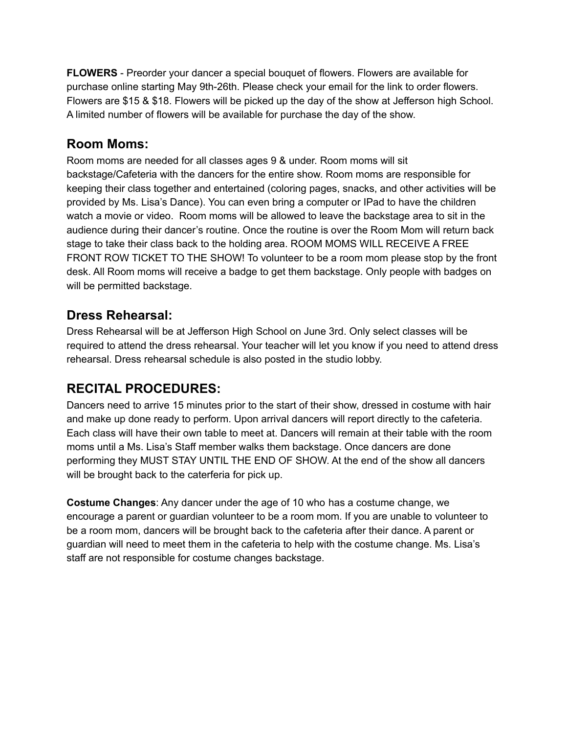**FLOWERS** - Preorder your dancer a special bouquet of flowers. Flowers are available for purchase online starting May 9th-26th. Please check your email for the link to order flowers. Flowers are $15 & $18. Flowers will be picked up the day of the show at Jefferson high School. A limited number of flowers will be available for purchase the day of the show.

## Room Moms:

Room moms are needed for all classes ages 9 & under. Room moms will sit backstage/Cafeteria with the dancers for the entire show. Room moms are responsible for keeping their class together and entertained (coloring pages, snacks, and other activities will be provided by Ms. Lisa's Dance). You can even bring a computer or IPad to have the children watch a movie or video. Room moms will be allowed to leave the backstage area to sit in the audience during their dancer's routine. Once the routine is over the Room Mom will return back stage to take their class back to the holding area. ROOM MOMS WILL RECEIVE A FREE FRONT ROW TICKET TO THE SHOW! To volunteer to be a room mom please stop by the front desk. All Room moms will receive a badge to get them backstage. Only people with badges on will be permitted backstage.

## Dress Rehearsal:

Dress Rehearsal will be at Jefferson High School on June 3rd. Only select classes will be required to attend the dress rehearsal. Your teacher will let you know if you need to attend dress rehearsal. Dress rehearsal schedule is also posted in the studio lobby.

## RECITAL PROCEDURES:

Dancers need to arrive 15 minutes prior to the start of their show, dressed in costume with hair and make up done ready to perform. Upon arrival dancers will report directly to the cafeteria. Each class will have their own table to meet at. Dancers will remain at their table with the room moms until a Ms. Lisa's Staff member walks them backstage. Once dancers are done performing they MUST STAY UNTIL THE END OF SHOW. At the end of the show all dancers will be brought back to the caterferia for pick up.

**Costume Changes**: Any dancer under the age of 10 who has a costume change, we encourage a parent or guardian volunteer to be a room mom. If you are unable to volunteer to be a room mom, dancers will be brought back to the cafeteria after their dance. A parent or guardian will need to meet them in the cafeteria to help with the costume change. Ms. Lisa's staff are not responsible for costume changes backstage.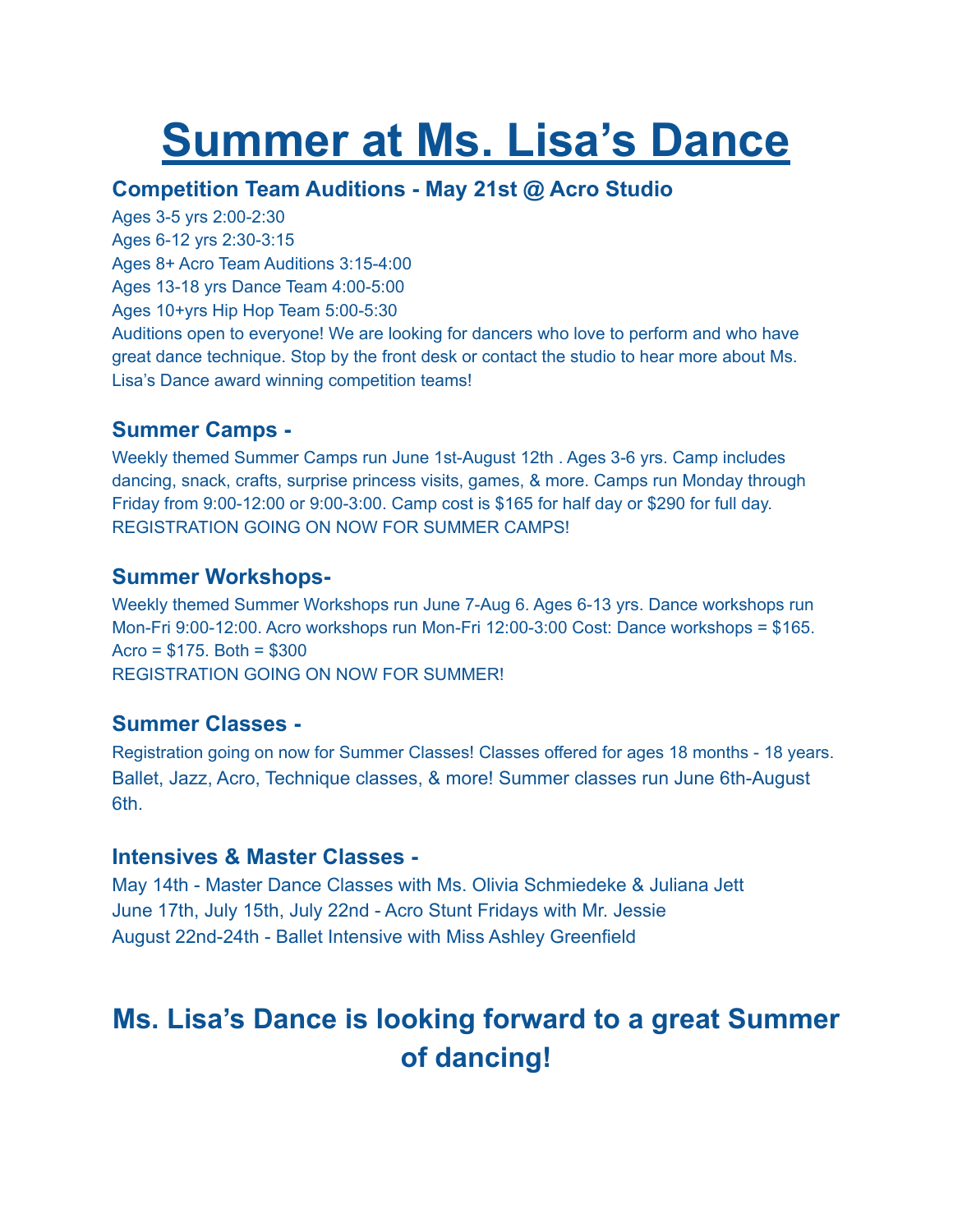# Summer at Ms. Lisa's Dance

### Competition Team Auditions - May 21st @ Acro Studio

Ages 3-5 yrs 2:00-2:30
Ages 6-12 yrs 2:30-3:15
Ages 8+ Acro Team Auditions 3:15-4:00
Ages 13-18 yrs Dance Team 4:00-5:00
Ages 10+yrs Hip Hop Team 5:00-5:30
Auditions open to everyone! We are looking for dancers who love to perform and who have great dance technique. Stop by the front desk or contact the studio to hear more about Ms. Lisa's Dance award winning competition teams!

### Summer Camps -

Weekly themed Summer Camps run June 1st-August 12th . Ages 3-6 yrs. Camp includes dancing, snack, crafts, surprise princess visits, games, & more. Camps run Monday through Friday from 9:00-12:00 or 9:00-3:00. Camp cost is $165 for half day or $290 for full day.
REGISTRATION GOING ON NOW FOR SUMMER CAMPS!

### Summer Workshops-

Weekly themed Summer Workshops run June 7-Aug 6. Ages 6-13 yrs. Dance workshops run Mon-Fri 9:00-12:00. Acro workshops run Mon-Fri 12:00-3:00 Cost: Dance workshops = $165. Acro = $175. Both = $300
REGISTRATION GOING ON NOW FOR SUMMER!

### Summer Classes -

Registration going on now for Summer Classes! Classes offered for ages 18 months - 18 years. Ballet, Jazz, Acro, Technique classes, & more! Summer classes run June 6th-August 6th.

### Intensives & Master Classes -

May 14th - Master Dance Classes with Ms. Olivia Schmiedeke & Juliana Jett
June 17th, July 15th, July 22nd - Acro Stunt Fridays with Mr. Jessie
August 22nd-24th - Ballet Intensive with Miss Ashley Greenfield

## Ms. Lisa's Dance is looking forward to a great Summer of dancing!